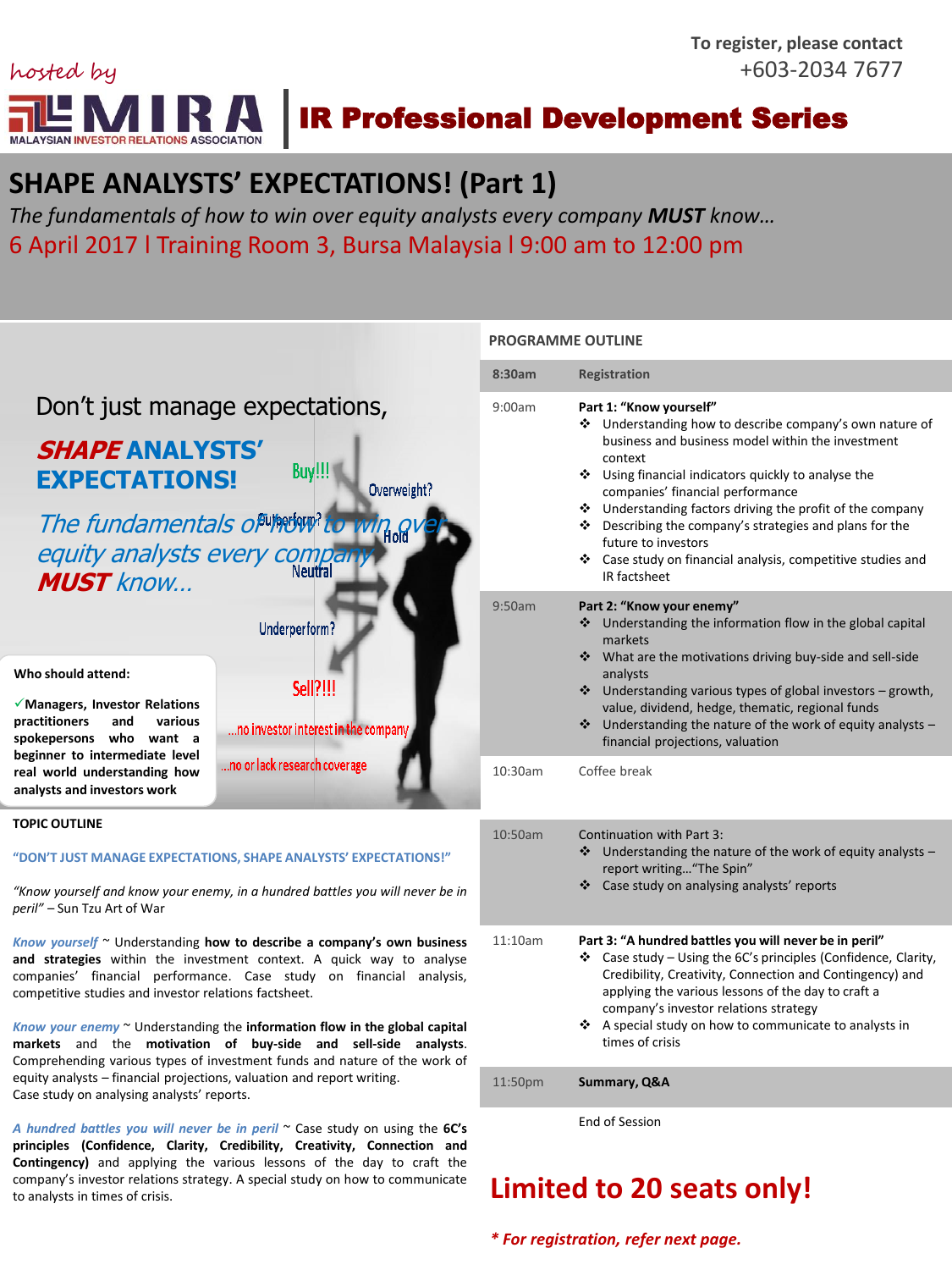To register, please contact
+603-2034 7677

hosted by MIRA — MALAYSIAN INVESTOR RELATIONS ASSOCIATION

**IR Professional Development Series**

# SHAPE ANALYSTS' EXPECTATIONS! (Part 1)

*The fundamentals of how to win over equity analysts every company **MUST** know…*

6 April 2017 l Training Room 3, Bursa Malaysia l 9:00 am to 12:00 pm

Don't just manage expectations,

***SHAPE* ANALYSTS' EXPECTATIONS!**

*The fundamentals of how to win over equity analysts every company **MUST** know…*

Buy!!! Overweight? Outperform? Hold Neutral Underperform? Sell?!!! …no investor interest in the company …no or lack research coverage

**Who should attend:**

✓**Managers, Investor Relations practitioners and various spokespersons who want a beginner to intermediate level real world understanding how analysts and investors work**

**TOPIC OUTLINE**

**"DON'T JUST MANAGE EXPECTATIONS, SHAPE ANALYSTS' EXPECTATIONS!"**

*"Know yourself and know your enemy, in a hundred battles you will never be in peril"* – Sun Tzu Art of War

*Know yourself* ~ Understanding **how to describe a company's own business and strategies** within the investment context. A quick way to analyse companies' financial performance. Case study on financial analysis, competitive studies and investor relations factsheet.

*Know your enemy* ~ Understanding the **information flow in the global capital markets** and the **motivation of buy-side and sell-side analysts**. Comprehending various types of investment funds and nature of the work of equity analysts – financial projections, valuation and report writing.
Case study on analysing analysts' reports.

*A hundred battles you will never be in peril* ~ Case study on using the **6C's principles (Confidence, Clarity, Credibility, Creativity, Connection and Contingency)** and applying the various lessons of the day to craft the company's investor relations strategy. A special study on how to communicate to analysts in times of crisis.

**PROGRAMME OUTLINE**

| | |
|---|---|
| **8:30am** | **Registration** |
| 9:00am | **Part 1: "Know yourself"**<br>❖ Understanding how to describe company's own nature of business and business model within the investment context<br>❖ Using financial indicators quickly to analyse the companies' financial performance<br>❖ Understanding factors driving the profit of the company<br>❖ Describing the company's strategies and plans for the future to investors<br>❖ Case study on financial analysis, competitive studies and IR factsheet |
| 9:50am | **Part 2: "Know your enemy"**<br>❖ Understanding the information flow in the global capital markets<br>❖ What are the motivations driving buy-side and sell-side analysts<br>❖ Understanding various types of global investors – growth, value, dividend, hedge, thematic, regional funds<br>❖ Understanding the nature of the work of equity analysts – financial projections, valuation |
| 10:30am | Coffee break |
| 10:50am | Continuation with Part 3:<br>❖ Understanding the nature of the work of equity analysts – report writing…"The Spin"<br>❖ Case study on analysing analysts' reports |
| 11:10am | **Part 3: "A hundred battles you will never be in peril"**<br>❖ Case study – Using the 6C's principles (Confidence, Clarity, Credibility, Creativity, Connection and Contingency) and applying the various lessons of the day to craft a company's investor relations strategy<br>❖ A special study on how to communicate to analysts in times of crisis |
| 11:50pm | **Summary, Q&A** |
| | End of Session |

## Limited to 20 seats only!

***\* For registration, refer next page.***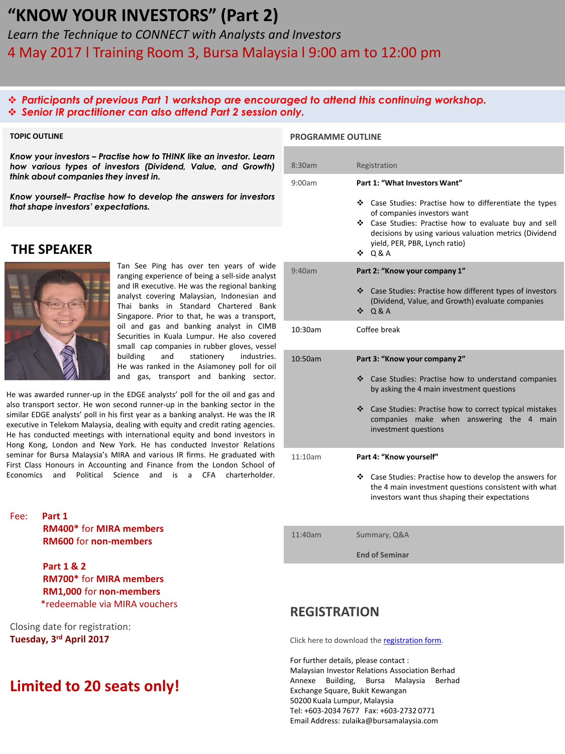# "KNOW YOUR INVESTORS" (Part 2)

*Learn the Technique to CONNECT with Analysts and Investors*

4 May 2017 l Training Room 3, Bursa Malaysia l 9:00 am to 12:00 pm

- ***Participants of previous Part 1 workshop are encouraged to attend this continuing workshop.***
- ***Senior IR practitioner can also attend Part 2 session only.***

**TOPIC OUTLINE**

***Know your investors – Practise how to THINK like an investor. Learn how various types of investors (Dividend, Value, and Growth) think about companies they invest in.***

***Know yourself– Practise how to develop the answers for investors that shape investors' expectations.***

## THE SPEAKER

Tan See Ping has over ten years of wide ranging experience of being a sell-side analyst and IR executive. He was the regional banking analyst covering Malaysian, Indonesian and Thai banks in Standard Chartered Bank Singapore. Prior to that, he was a transport, oil and gas and banking analyst in CIMB Securities in Kuala Lumpur. He also covered small cap companies in rubber gloves, vessel building and stationery industries. He was ranked in the Asiamoney poll for oil and gas, transport and banking sector. He was awarded runner-up in the EDGE analysts' poll for the oil and gas and also transport sector. He won second runner-up in the banking sector in the similar EDGE analysts' poll in his first year as a banking analyst. He was the IR executive in Telekom Malaysia, dealing with equity and credit rating agencies. He has conducted meetings with international equity and bond investors in Hong Kong, London and New York. He has conducted Investor Relations seminar for Bursa Malaysia's MIRA and various IR firms. He graduated with First Class Honours in Accounting and Finance from the London School of Economics and Political Science and is a CFA charterholder.

Fee: **Part 1**
**RM400*** for **MIRA members**
**RM600** for **non-members**

**Part 1 & 2**
**RM700*** for **MIRA members**
**RM1,000** for **non-members**
*redeemable via MIRA vouchers

Closing date for registration:
**Tuesday, 3rd April 2017**

## Limited to 20 seats only!

**PROGRAMME OUTLINE**

| | |
|---|---|
| 8:30am | Registration |
| 9:00am | **Part 1: "What Investors Want"**<br>- Case Studies: Practise how to differentiate the types of companies investors want<br>- Case Studies: Practise how to evaluate buy and sell decisions by using various valuation metrics (Dividend yield, PER, PBR, Lynch ratio)<br>- Q & A |
| 9:40am | **Part 2: "Know your company 1"**<br>- Case Studies: Practise how different types of investors (Dividend, Value, and Growth) evaluate companies<br>- Q & A |
| 10:30am | Coffee break |
| 10:50am | **Part 3: "Know your company 2"**<br>- Case Studies: Practise how to understand companies by asking the 4 main investment questions<br>- Case Studies: Practise how to correct typical mistakes companies make when answering the 4 main investment questions |
| 11:10am | **Part 4: "Know yourself"**<br>- Case Studies: Practise how to develop the answers for the 4 main investment questions consistent with what investors want thus shaping their expectations |
| 11:40am | Summary, Q&A<br>**End of Seminar** |

## REGISTRATION

Click here to download the registration form.

For further details, please contact :
Malaysian Investor Relations Association Berhad
Annexe Building, Bursa Malaysia Berhad
Exchange Square, Bukit Kewangan
50200 Kuala Lumpur, Malaysia
Tel: +603-2034 7677 Fax: +603-2732 0771
Email Address: zulaika@bursamalaysia.com